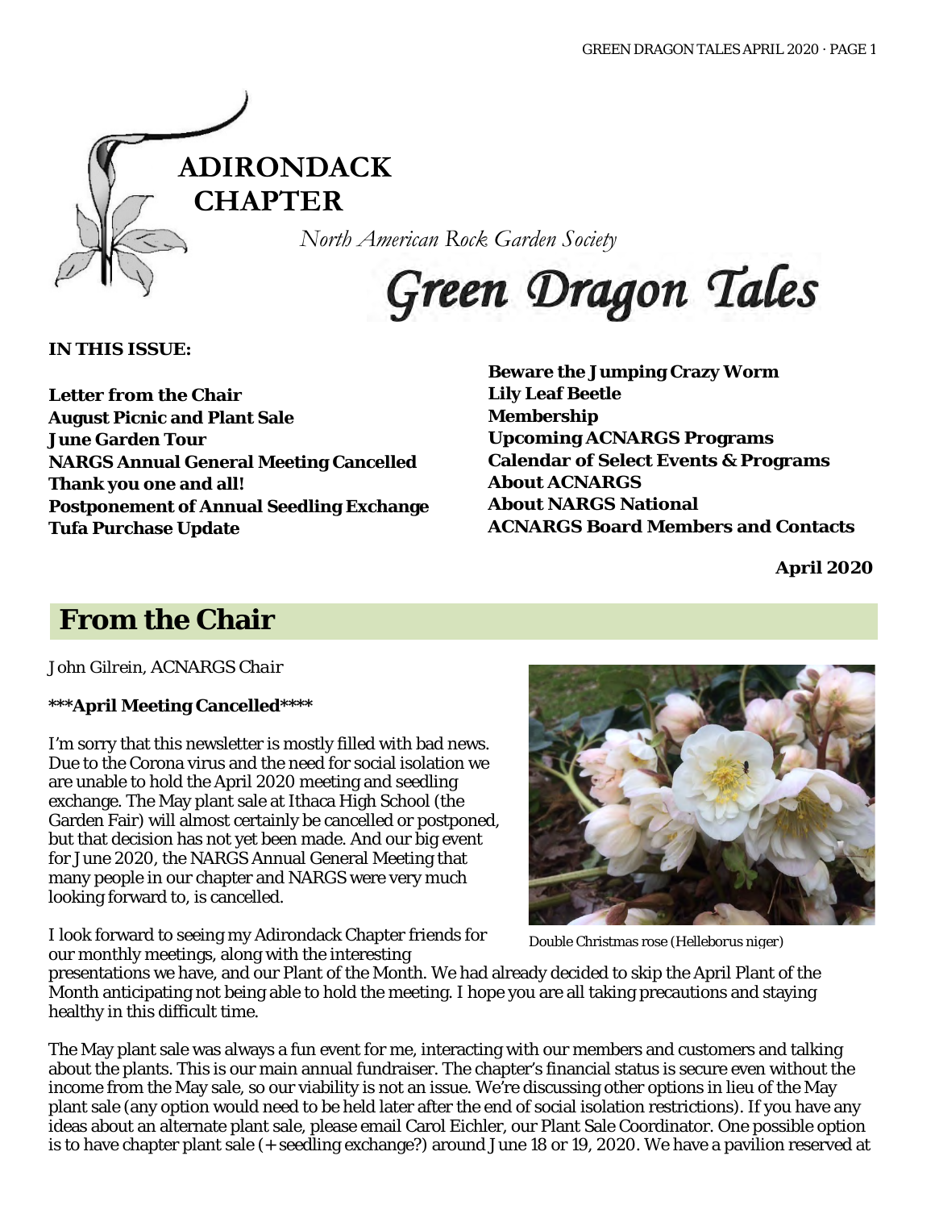# ADIRONDACK CHAPTER

*North American Rock Garden Society*

# Green Dragon Tales

**IN THIS ISSUE:**

**Letter from the Chair**
**August Picnic and Plant Sale**
**June Garden Tour**
**NARGS Annual General Meeting Cancelled**
**Thank you one and all!**
**Postponement of Annual Seedling Exchange**
**Tufa Purchase Update**
**Beware the Jumping Crazy Worm**
**Lily Leaf Beetle**
**Membership**
**Upcoming ACNARGS Programs**
**Calendar of Select Events & Programs**
**About ACNARGS**
**About NARGS National**
**ACNARGS Board Members and Contacts**

**April 2020**

## From the Chair

*John Gilrein, ACNARGS Chair*

**\*\*\*April Meeting Cancelled\*\*\*\***

I'm sorry that this newsletter is mostly filled with bad news. Due to the Corona virus and the need for social isolation we are unable to hold the April 2020 meeting and seedling exchange. The May plant sale at Ithaca High School (the Garden Fair) will almost certainly be cancelled or postponed, but that decision has not yet been made. And our big event for June 2020, the NARGS Annual General Meeting that many people in our chapter and NARGS were very much looking forward to, is cancelled.

Double Christmas rose (Helleborus niger)

I look forward to seeing my Adirondack Chapter friends for our monthly meetings, along with the interesting presentations we have, and our Plant of the Month. We had already decided to skip the April Plant of the Month anticipating not being able to hold the meeting. I hope you are all taking precautions and staying healthy in this difficult time.

The May plant sale was always a fun event for me, interacting with our members and customers and talking about the plants. This is our main annual fundraiser. The chapter's financial status is secure even without the income from the May sale, so our viability is not an issue. We're discussing other options in lieu of the May plant sale (any option would need to be held later after the end of social isolation restrictions). If you have any ideas about an alternate plant sale, please email Carol Eichler, our Plant Sale Coordinator. One possible option is to have chapter plant sale (+ seedling exchange?) around June 18 or 19, 2020. We have a pavilion reserved at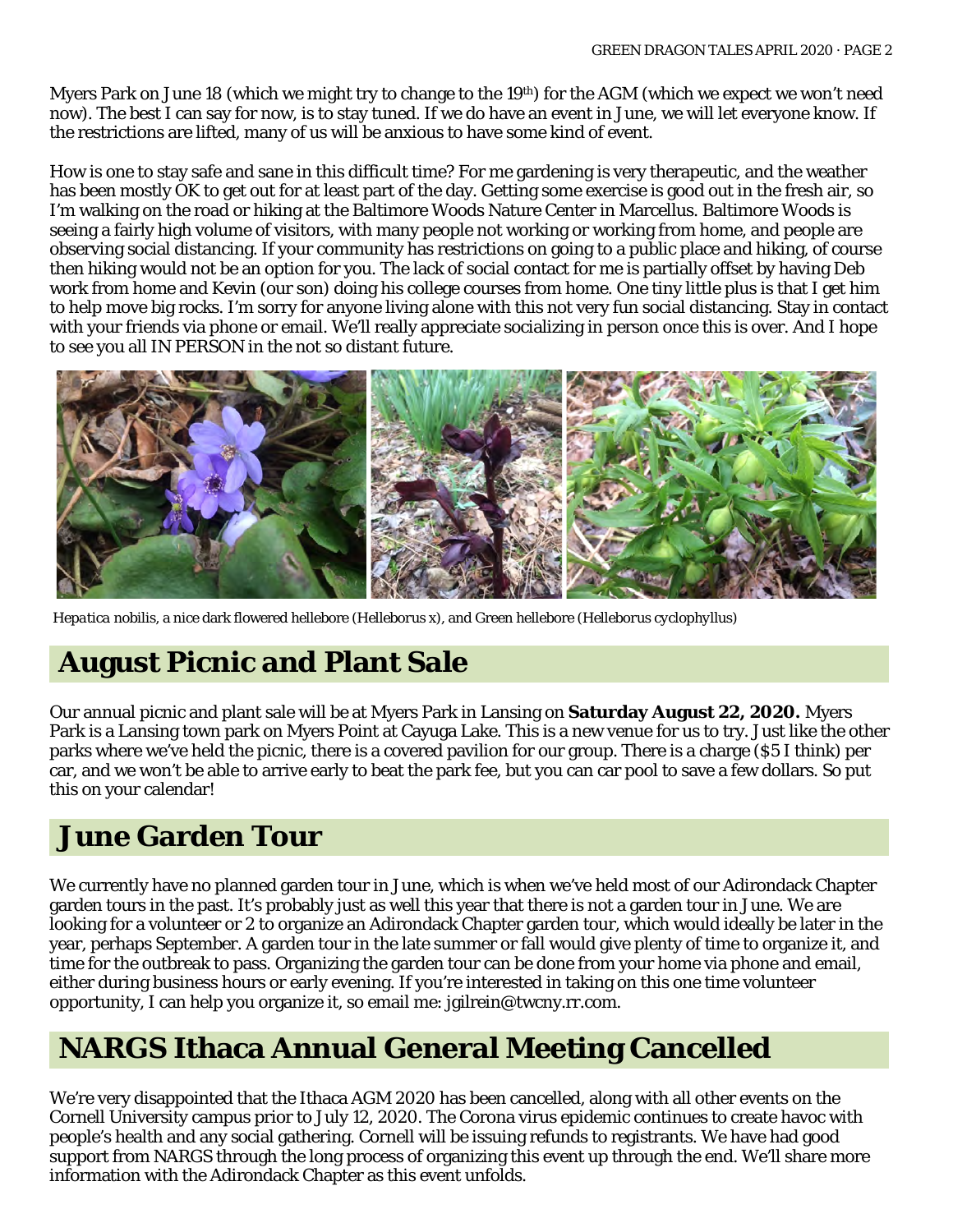Myers Park on June 18 (which we might try to change to the 19th) for the AGM (which we expect we won't need now). The best I can say for now, is to stay tuned. If we do have an event in June, we will let everyone know. If the restrictions are lifted, many of us will be anxious to have some kind of event.

How is one to stay safe and sane in this difficult time? For me gardening is very therapeutic, and the weather has been mostly OK to get out for at least part of the day. Getting some exercise is good out in the fresh air, so I'm walking on the road or hiking at the Baltimore Woods Nature Center in Marcellus. Baltimore Woods is seeing a fairly high volume of visitors, with many people not working or working from home, and people are observing social distancing. If your community has restrictions on going to a public place and hiking, of course then hiking would not be an option for you. The lack of social contact for me is partially offset by having Deb work from home and Kevin (our son) doing his college courses from home. One tiny little plus is that I get him to help move big rocks. I'm sorry for anyone living alone with this not very fun social distancing. Stay in contact with your friends via phone or email. We'll really appreciate socializing in person once this is over. And I hope to see you all IN PERSON in the not so distant future.

*Hepatica nobilis, a nice dark flowered hellebore (Helleborus x), and Green hellebore (Helleborus cyclophyllus)*

## August Picnic and Plant Sale

Our annual picnic and plant sale will be at Myers Park in Lansing on **Saturday August 22, 2020.** Myers Park is a Lansing town park on Myers Point at Cayuga Lake. This is a new venue for us to try. Just like the other parks where we've held the picnic, there is a covered pavilion for our group. There is a charge ($5 I think) per car, and we won't be able to arrive early to beat the park fee, but you can car pool to save a few dollars. So put this on your calendar!

## June Garden Tour

We currently have no planned garden tour in June, which is when we've held most of our Adirondack Chapter garden tours in the past. It's probably just as well this year that there is not a garden tour in June. We are looking for a volunteer or 2 to organize an Adirondack Chapter garden tour, which would ideally be later in the year, perhaps September. A garden tour in the late summer or fall would give plenty of time to organize it, and time for the outbreak to pass. Organizing the garden tour can be done from your home via phone and email, either during business hours or early evening. If you're interested in taking on this one time volunteer opportunity, I can help you organize it, so email me: jgilrein@twcny.rr.com.

## NARGS Ithaca Annual General Meeting Cancelled

We're very disappointed that the Ithaca AGM 2020 has been cancelled, along with all other events on the Cornell University campus prior to July 12, 2020. The Corona virus epidemic continues to create havoc with people's health and any social gathering. Cornell will be issuing refunds to registrants. We have had good support from NARGS through the long process of organizing this event up through the end. We'll share more information with the Adirondack Chapter as this event unfolds.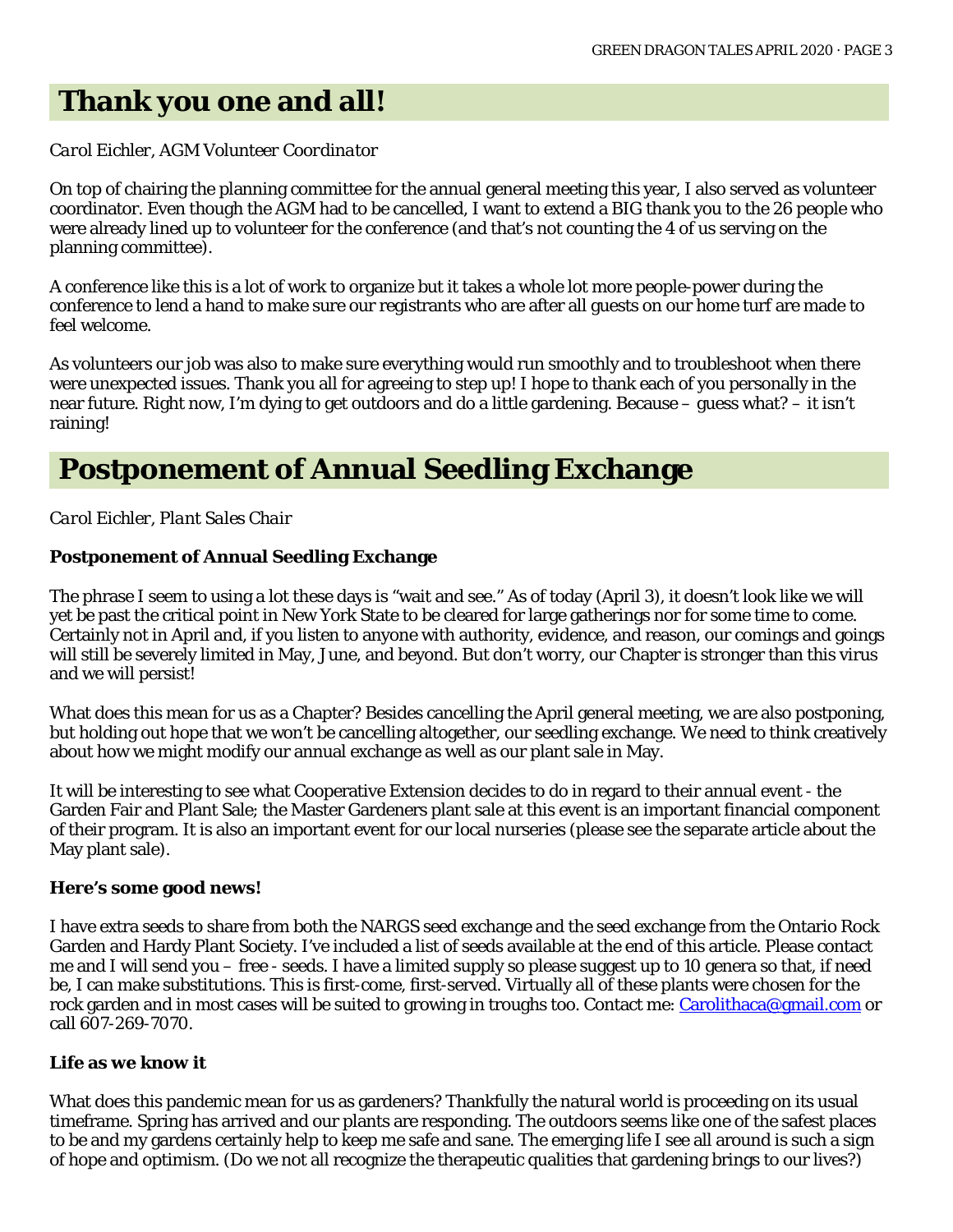## Thank you one and all!

*Carol Eichler, AGM Volunteer Coordinator*

On top of chairing the planning committee for the annual general meeting this year, I also served as volunteer coordinator. Even though the AGM had to be cancelled, I want to extend a BIG thank you to the 26 people who were already lined up to volunteer for the conference (and that's not counting the 4 of us serving on the planning committee).

A conference like this is a lot of work to organize but it takes a whole lot more people-power during the conference to lend a hand to make sure our registrants who are after all guests on our home turf are made to feel welcome.

As volunteers our job was also to make sure everything would run smoothly and to troubleshoot when there were unexpected issues. Thank you all for agreeing to step up! I hope to thank each of you personally in the near future. Right now, I'm dying to get outdoors and do a little gardening. Because – guess what? – it isn't raining!

## Postponement of Annual Seedling Exchange

*Carol Eichler, Plant Sales Chair*

**Postponement of Annual Seedling Exchange**

The phrase I seem to using a lot these days is "wait and see." As of today (April 3), it doesn't look like we will yet be past the critical point in New York State to be cleared for large gatherings nor for some time to come. Certainly not in April and, if you listen to anyone with authority, evidence, and reason, our comings and goings will still be severely limited in May, June, and beyond. But don't worry, our Chapter is stronger than this virus and we will persist!

What does this mean for us as a Chapter? Besides cancelling the April general meeting, we are also postponing, but holding out hope that we won't be cancelling altogether, our seedling exchange. We need to think creatively about how we might modify our annual exchange as well as our plant sale in May.

It will be interesting to see what Cooperative Extension decides to do in regard to their annual event - the Garden Fair and Plant Sale; the Master Gardeners plant sale at this event is an important financial component of their program. It is also an important event for our local nurseries (please see the separate article about the May plant sale).

**Here's some good news!**

I have extra seeds to share from both the NARGS seed exchange and the seed exchange from the Ontario Rock Garden and Hardy Plant Society. I've included a list of seeds available at the end of this article. Please contact me and I will send you – free - seeds. I have a limited supply so please suggest up to 10 genera so that, if need be, I can make substitutions. This is first-come, first-served. Virtually all of these plants were chosen for the rock garden and in most cases will be suited to growing in troughs too. Contact me: Carolithaca@gmail.com or call 607-269-7070.

**Life as we know it**

What does this pandemic mean for us as gardeners? Thankfully the natural world is proceeding on its usual timeframe. Spring has arrived and our plants are responding. The outdoors seems like one of the safest places to be and my gardens certainly help to keep me safe and sane. The emerging life I see all around is such a sign of hope and optimism. (Do we not all recognize the therapeutic qualities that gardening brings to our lives?)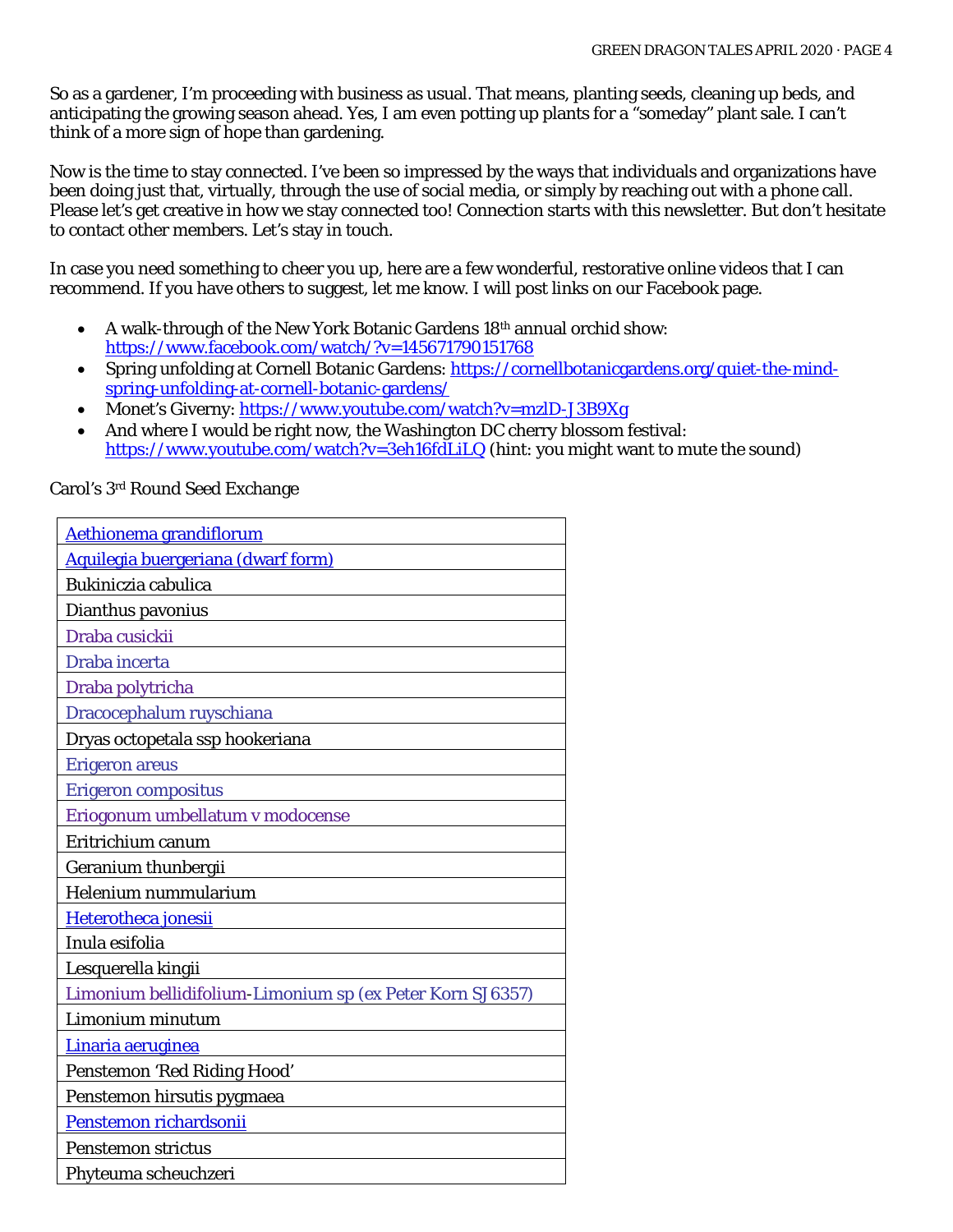So as a gardener, I'm proceeding with business as usual. That means, planting seeds, cleaning up beds, and anticipating the growing season ahead. Yes, I am even potting up plants for a "someday" plant sale. I can't think of a more sign of hope than gardening.

Now is the time to stay connected. I've been so impressed by the ways that individuals and organizations have been doing just that, virtually, through the use of social media, or simply by reaching out with a phone call. Please let's get creative in how we stay connected too! Connection starts with this newsletter. But don't hesitate to contact other members. Let's stay in touch.

In case you need something to cheer you up, here are a few wonderful, restorative online videos that I can recommend. If you have others to suggest, let me know. I will post links on our Facebook page.

- A walk-through of the New York Botanic Gardens 18th annual orchid show: https://www.facebook.com/watch/?v=145671790151768
- Spring unfolding at Cornell Botanic Gardens: https://cornellbotanicgardens.org/quiet-the-mind-spring-unfolding-at-cornell-botanic-gardens/
- Monet's Giverny: https://www.youtube.com/watch?v=mzlD-J3B9Xg
- And where I would be right now, the Washington DC cherry blossom festival: https://www.youtube.com/watch?v=3eh16fdLiLQ (hint: you might want to mute the sound)

Carol's 3rd Round Seed Exchange

| |
|---|
| Aethionema grandiflorum |
| Aquilegia buergeriana (dwarf form) |
| Bukiniczia cabulica |
| Dianthus pavonius |
| Draba cusickii |
| Draba incerta |
| Draba polytricha |
| Dracocephalum ruyschiana |
| Dryas octopetala ssp hookeriana |
| Erigeron areus |
| Erigeron compositus |
| Eriogonum umbellatum v modocense |
| Eritrichium canum |
| Geranium thunbergii |
| Helenium nummularium |
| Heterotheca jonesii |
| Inula esifolia |
| Lesquerella kingii |
| Limonium bellidifolium-Limonium sp (ex Peter Korn SJ6357) |
| Limonium minutum |
| Linaria aeruginea |
| Penstemon 'Red Riding Hood' |
| Penstemon hirsutis pygmaea |
| Penstemon richardsonii |
| Penstemon strictus |
| Phyteuma scheuchzeri |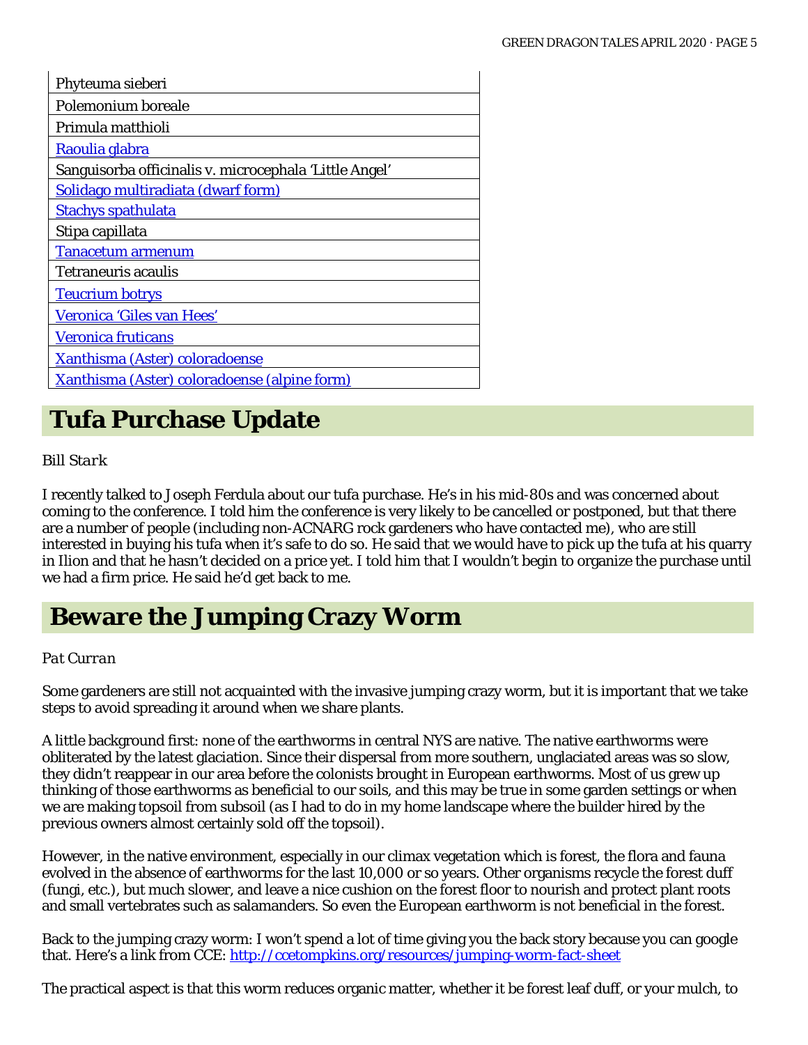| |
|---|
| Phyteuma sieberi |
| Polemonium boreale |
| Primula matthioli |
| Raoulia glabra |
| Sanguisorba officinalis v. microcephala 'Little Angel' |
| Solidago multiradiata (dwarf form) |
| Stachys spathulata |
| Stipa capillata |
| Tanacetum armenum |
| Tetraneuris acaulis |
| Teucrium botrys |
| Veronica 'Giles van Hees' |
| Veronica fruticans |
| Xanthisma (Aster) coloradoense |
| Xanthisma (Aster) coloradoense (alpine form) |

# Tufa Purchase Update

*Bill Stark*

I recently talked to Joseph Ferdula about our tufa purchase. He's in his mid-80s and was concerned about coming to the conference. I told him the conference is very likely to be cancelled or postponed, but that there are a number of people (including non-ACNARG rock gardeners who have contacted me), who are still interested in buying his tufa when it's safe to do so. He said that we would have to pick up the tufa at his quarry in Ilion and that he hasn't decided on a price yet. I told him that I wouldn't begin to organize the purchase until we had a firm price. He said he'd get back to me.

# Beware the Jumping Crazy Worm

*Pat Curran*

Some gardeners are still not acquainted with the invasive jumping crazy worm, but it is important that we take steps to avoid spreading it around when we share plants.

A little background first: none of the earthworms in central NYS are native. The native earthworms were obliterated by the latest glaciation. Since their dispersal from more southern, unglaciated areas was so slow, they didn't reappear in our area before the colonists brought in European earthworms. Most of us grew up thinking of those earthworms as beneficial to our soils, and this may be true in some garden settings or when we are making topsoil from subsoil (as I had to do in my home landscape where the builder hired by the previous owners almost certainly sold off the topsoil).

However, in the native environment, especially in our climax vegetation which is forest, the flora and fauna evolved in the absence of earthworms for the last 10,000 or so years. Other organisms recycle the forest duff (fungi, etc.), but much slower, and leave a nice cushion on the forest floor to nourish and protect plant roots and small vertebrates such as salamanders. So even the European earthworm is not beneficial in the forest.

Back to the jumping crazy worm: I won't spend a lot of time giving you the back story because you can google that. Here's a link from CCE: http://ccetompkins.org/resources/jumping-worm-fact-sheet

The practical aspect is that this worm reduces organic matter, whether it be forest leaf duff, or your mulch, to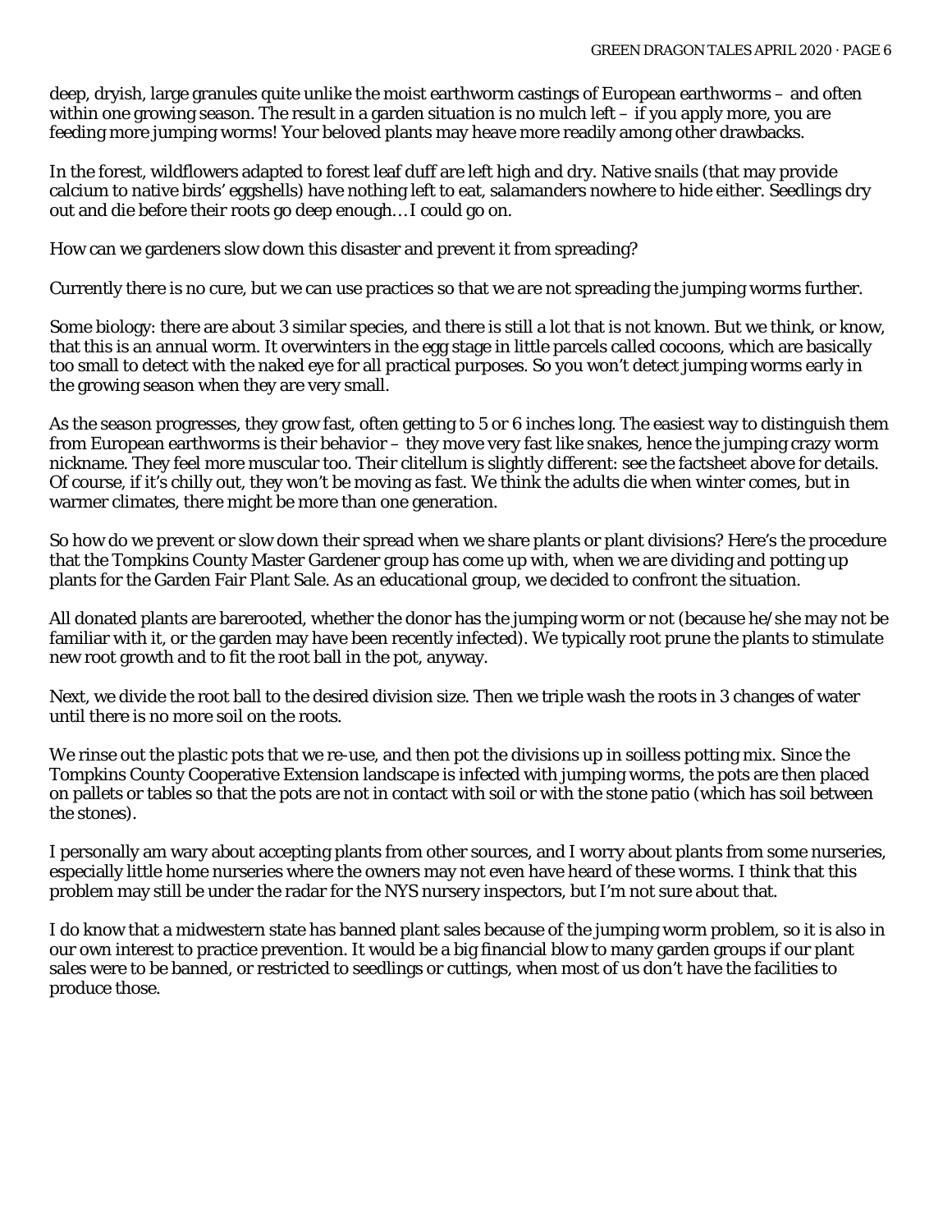deep, dryish, large granules quite unlike the moist earthworm castings of European earthworms – and often within one growing season. The result in a garden situation is no mulch left – if you apply more, you are feeding more jumping worms! Your beloved plants may heave more readily among other drawbacks.

In the forest, wildflowers adapted to forest leaf duff are left high and dry. Native snails (that may provide calcium to native birds' eggshells) have nothing left to eat, salamanders nowhere to hide either. Seedlings dry out and die before their roots go deep enough… I could go on.

How can we gardeners slow down this disaster and prevent it from spreading?

Currently there is no cure, but we can use practices so that we are not spreading the jumping worms further.

Some biology: there are about 3 similar species, and there is still a lot that is not known. But we think, or know, that this is an annual worm. It overwinters in the egg stage in little parcels called cocoons, which are basically too small to detect with the naked eye for all practical purposes. So you won't detect jumping worms early in the growing season when they are very small.

As the season progresses, they grow fast, often getting to 5 or 6 inches long. The easiest way to distinguish them from European earthworms is their behavior – they move very fast like snakes, hence the jumping crazy worm nickname. They feel more muscular too. Their clitellum is slightly different: see the factsheet above for details. Of course, if it's chilly out, they won't be moving as fast. We think the adults die when winter comes, but in warmer climates, there might be more than one generation.

So how do we prevent or slow down their spread when we share plants or plant divisions? Here's the procedure that the Tompkins County Master Gardener group has come up with, when we are dividing and potting up plants for the Garden Fair Plant Sale. As an educational group, we decided to confront the situation.

All donated plants are barerooted, whether the donor has the jumping worm or not (because he/she may not be familiar with it, or the garden may have been recently infected). We typically root prune the plants to stimulate new root growth and to fit the root ball in the pot, anyway.

Next, we divide the root ball to the desired division size. Then we triple wash the roots in 3 changes of water until there is no more soil on the roots.

We rinse out the plastic pots that we re-use, and then pot the divisions up in soilless potting mix. Since the Tompkins County Cooperative Extension landscape is infected with jumping worms, the pots are then placed on pallets or tables so that the pots are not in contact with soil or with the stone patio (which has soil between the stones).

I personally am wary about accepting plants from other sources, and I worry about plants from some nurseries, especially little home nurseries where the owners may not even have heard of these worms. I think that this problem may still be under the radar for the NYS nursery inspectors, but I'm not sure about that.

I do know that a midwestern state has banned plant sales because of the jumping worm problem, so it is also in our own interest to practice prevention. It would be a big financial blow to many garden groups if our plant sales were to be banned, or restricted to seedlings or cuttings, when most of us don't have the facilities to produce those.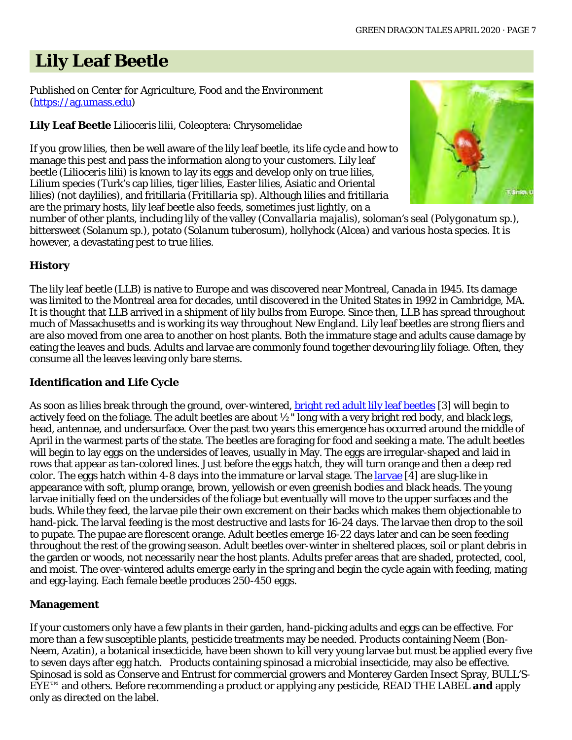# Lily Leaf Beetle

Published on *Center for Agriculture, Food and the Environment* ([https://ag.umass.edu](https://ag.umass.edu))

**Lily Leaf Beetle** *Lilioceris lilii*, Coleoptera: Chrysomelidae

If you grow lilies, then be well aware of the lily leaf beetle, its life cycle and how to manage this pest and pass the information along to your customers. Lily leaf beetle (Lilioceris lilii) is known to lay its eggs and develop only on true lilies, Lilium species (Turk's cap lilies, tiger lilies, Easter lilies, Asiatic and Oriental lilies) (not daylilies), and fritillaria (*Fritillaria* sp). Although lilies and fritillaria are the primary hosts, lily leaf beetle also feeds, sometimes just lightly, on a number of other plants, including lily of the valley (*Convallaria majalis*), soloman's seal (*Polygonatum* sp.), bittersweet (*Solanum* sp.), potato (*Solanum tuberosum*), hollyhock (*Alcea*) and various hosta species. It is however, a devastating pest to true lilies.

### History

The lily leaf beetle (LLB) is native to Europe and was discovered near Montreal, Canada in 1945. Its damage was limited to the Montreal area for decades, until discovered in the United States in 1992 in Cambridge, MA. It is thought that LLB arrived in a shipment of lily bulbs from Europe. Since then, LLB has spread throughout much of Massachusetts and is working its way throughout New England. Lily leaf beetles are strong fliers and are also moved from one area to another on host plants. Both the immature stage and adults cause damage by eating the leaves and buds. Adults and larvae are commonly found together devouring lily foliage. Often, they consume all the leaves leaving only bare stems.

### Identification and Life Cycle

As soon as lilies break through the ground, over-wintered, [bright red adult lily leaf beetles] [3] will begin to actively feed on the foliage. The adult beetles are about ½" long with a very bright red body, and black legs, head, antennae, and undersurface. Over the past two years this emergence has occurred around the middle of April in the warmest parts of the state. The beetles are foraging for food and seeking a mate. The adult beetles will begin to lay eggs on the undersides of leaves, usually in May. The eggs are irregular-shaped and laid in rows that appear as tan-colored lines. Just before the eggs hatch, they will turn orange and then a deep red color. The eggs hatch within 4-8 days into the immature or larval stage. The [larvae] [4] are slug-like in appearance with soft, plump orange, brown, yellowish or even greenish bodies and black heads. The young larvae initially feed on the undersides of the foliage but eventually will move to the upper surfaces and the buds. While they feed, the larvae pile their own excrement on their backs which makes them objectionable to hand-pick. The larval feeding is the most destructive and lasts for 16-24 days. The larvae then drop to the soil to pupate. The pupae are florescent orange. Adult beetles emerge 16-22 days later and can be seen feeding throughout the rest of the growing season. Adult beetles over-winter in sheltered places, soil or plant debris in the garden or woods, not necessarily near the host plants. Adults prefer areas that are shaded, protected, cool, and moist. The over-wintered adults emerge early in the spring and begin the cycle again with feeding, mating and egg-laying. Each female beetle produces 250-450 eggs.

### Management

If your customers only have a few plants in their garden, hand-picking adults and eggs can be effective. For more than a few susceptible plants, pesticide treatments may be needed. Products containing Neem (Bon-Neem, Azatin), a botanical insecticide, have been shown to kill very young larvae but must be applied every five to seven days after egg hatch.  Products containing spinosad a microbial insecticide, may also be effective. Spinosad is sold as Conserve and Entrust for commercial growers and Monterey Garden Insect Spray, BULL'S-EYE™ and others. Before recommending a product or applying any pesticide, READ THE LABEL **and** apply only as directed on the label.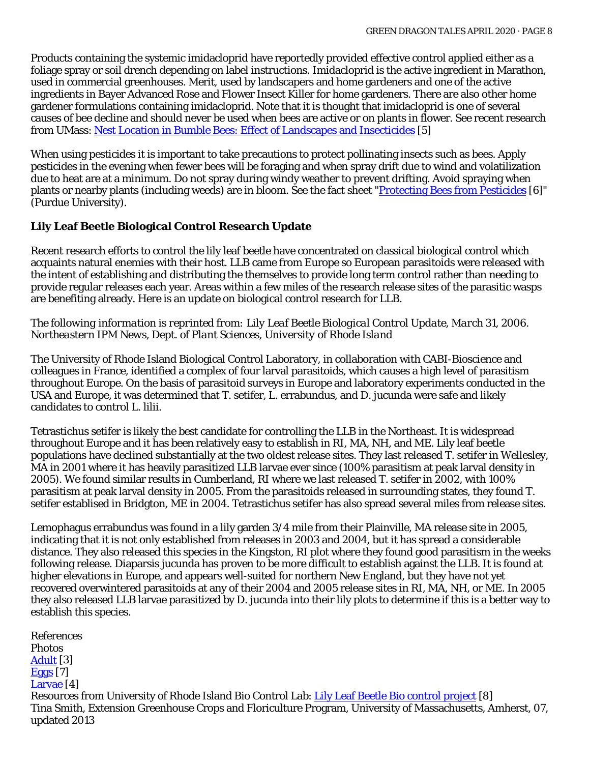Products containing the systemic imidacloprid have reportedly provided effective control applied either as a foliage spray or soil drench depending on label instructions. Imidacloprid is the active ingredient in Marathon, used in commercial greenhouses. Merit, used by landscapers and home gardeners and one of the active ingredients in Bayer Advanced Rose and Flower Insect Killer for home gardeners. There are also other home gardener formulations containing imidacloprid. Note that it is thought that imidacloprid is one of several causes of bee decline and should never be used when bees are active or on plants in flower. See recent research from UMass: Nest Location in Bumble Bees: Effect of Landscapes and Insecticides [5]

When using pesticides it is important to take precautions to protect pollinating insects such as bees. Apply pesticides in the evening when fewer bees will be foraging and when spray drift due to wind and volatilization due to heat are at a minimum. Do not spray during windy weather to prevent drifting. Avoid spraying when plants or nearby plants (including weeds) are in bloom. See the fact sheet "Protecting Bees from Pesticides [6]" (Purdue University).

### Lily Leaf Beetle Biological Control Research Update

Recent research efforts to control the lily leaf beetle have concentrated on classical biological control which acquaints natural enemies with their host. LLB came from Europe so European parasitoids were released with the intent of establishing and distributing the themselves to provide long term control rather than needing to provide regular releases each year. Areas within a few miles of the research release sites of the parasitic wasps are benefiting already. Here is an update on biological control research for LLB.

*The following information is reprinted from: Lily Leaf Beetle Biological Control Update, March 31, 2006. Northeastern IPM News, Dept. of Plant Sciences, University of Rhode Island*

The University of Rhode Island Biological Control Laboratory, in collaboration with CABI-Bioscience and colleagues in France, identified a complex of four larval parasitoids, which causes a high level of parasitism throughout Europe. On the basis of parasitoid surveys in Europe and laboratory experiments conducted in the USA and Europe, it was determined that T. setifer, L. errabundus, and D. jucunda were safe and likely candidates to control L. lilii.

Tetrastichus setifer is likely the best candidate for controlling the LLB in the Northeast. It is widespread throughout Europe and it has been relatively easy to establish in RI, MA, NH, and ME. Lily leaf beetle populations have declined substantially at the two oldest release sites. They last released T. setifer in Wellesley, MA in 2001 where it has heavily parasitized LLB larvae ever since (100% parasitism at peak larval density in 2005). We found similar results in Cumberland, RI where we last released T. setifer in 2002, with 100% parasitism at peak larval density in 2005. From the parasitoids released in surrounding states, they found T. setifer establised in Bridgton, ME in 2004. Tetrastichus setifer has also spread several miles from release sites.

Lemophagus errabundus was found in a lily garden 3/4 mile from their Plainville, MA release site in 2005, indicating that it is not only established from releases in 2003 and 2004, but it has spread a considerable distance. They also released this species in the Kingston, RI plot where they found good parasitism in the weeks following release. Diaparsis jucunda has proven to be more difficult to establish against the LLB. It is found at higher elevations in Europe, and appears well-suited for northern New England, but they have not yet recovered overwintered parasitoids at any of their 2004 and 2005 release sites in RI, MA, NH, or ME. In 2005 they also released LLB larvae parasitized by D. jucunda into their lily plots to determine if this is a better way to establish this species.

References
Photos
Adult [3]
Eggs [7]
Larvae [4]
Resources from University of Rhode Island Bio Control Lab: Lily Leaf Beetle Bio control project [8]
Tina Smith, Extension Greenhouse Crops and Floriculture Program, University of Massachusetts, Amherst, 07, updated 2013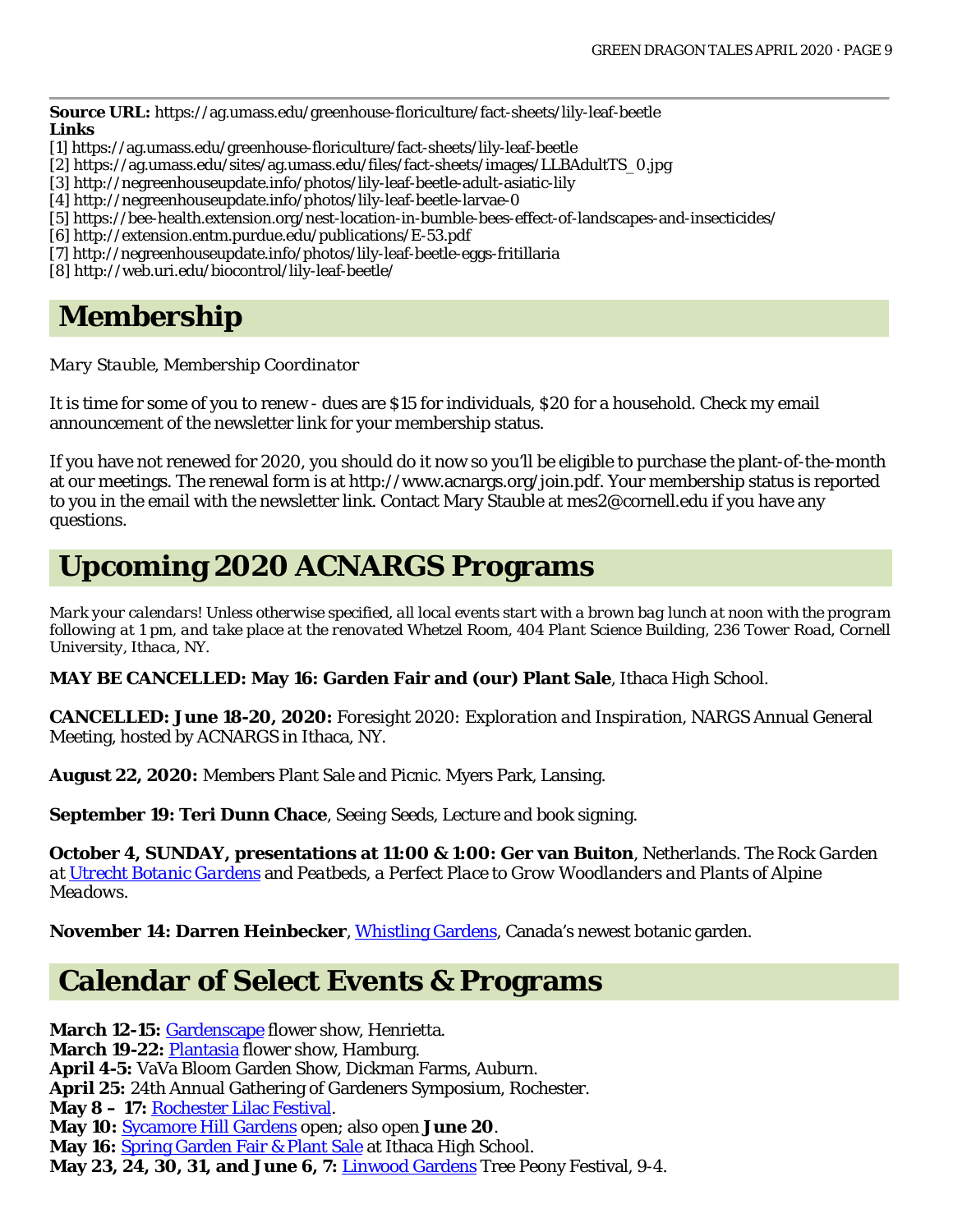**Source URL:** https://ag.umass.edu/greenhouse-floriculture/fact-sheets/lily-leaf-beetle
**Links**
[1] https://ag.umass.edu/greenhouse-floriculture/fact-sheets/lily-leaf-beetle
[2] https://ag.umass.edu/sites/ag.umass.edu/files/fact-sheets/images/LLBAdultTS_0.jpg
[3] http://negreenhouseupdate.info/photos/lily-leaf-beetle-adult-asiatic-lily
[4] http://negreenhouseupdate.info/photos/lily-leaf-beetle-larvae-0
[5] https://bee-health.extension.org/nest-location-in-bumble-bees-effect-of-landscapes-and-insecticides/
[6] http://extension.entm.purdue.edu/publications/E-53.pdf
[7] http://negreenhouseupdate.info/photos/lily-leaf-beetle-eggs-fritillaria
[8] http://web.uri.edu/biocontrol/lily-leaf-beetle/

# Membership

*Mary Stauble, Membership Coordinator*

It is time for some of you to renew - dues are $15 for individuals, $20 for a household. Check my email announcement of the newsletter link for your membership status.

If you have not renewed for 2020, you should do it now so you'll be eligible to purchase the plant-of-the-month at our meetings. The renewal form is at http://www.acnargs.org/join.pdf. Your membership status is reported to you in the email with the newsletter link. Contact Mary Stauble at mes2@cornell.edu if you have any questions.

# Upcoming 2020 ACNARGS Programs

*Mark your calendars! Unless otherwise specified, all local events start with a brown bag lunch at noon with the program following at 1 pm, and take place at the renovated Whetzel Room, 404 Plant Science Building, 236 Tower Road, Cornell University, Ithaca, NY.*

**MAY BE CANCELLED: May 16: Garden Fair and (our) Plant Sale**, Ithaca High School.

**CANCELLED: June 18-20, 2020:** *Foresight 2020: Exploration and Inspiration*, NARGS Annual General Meeting, hosted by ACNARGS in Ithaca, NY.

**August 22, 2020:** Members Plant Sale and Picnic. Myers Park, Lansing.

**September 19: Teri Dunn Chace**, Seeing Seeds, Lecture and book signing.

**October 4, SUNDAY, presentations at 11:00 & 1:00: Ger van Buiton**, Netherlands. *The Rock Garden at Utrecht Botanic Gardens* and *Peatbeds, a Perfect Place to Grow Woodlanders and Plants of Alpine Meadows*.

**November 14: Darren Heinbecker**, Whistling Gardens, Canada's newest botanic garden.

# Calendar of Select Events & Programs

**March 12-15:** Gardenscape flower show, Henrietta.
**March 19-22:** Plantasia flower show, Hamburg.
**April 4-5:** VaVa Bloom Garden Show, Dickman Farms, Auburn.
**April 25:** 24th Annual Gathering of Gardeners Symposium, Rochester.
**May 8 – 17:** Rochester Lilac Festival.
**May 10:** Sycamore Hill Gardens open; also open **June 20**.
**May 16:** Spring Garden Fair & Plant Sale at Ithaca High School.
**May 23, 24, 30, 31, and June 6, 7:** Linwood Gardens Tree Peony Festival, 9-4.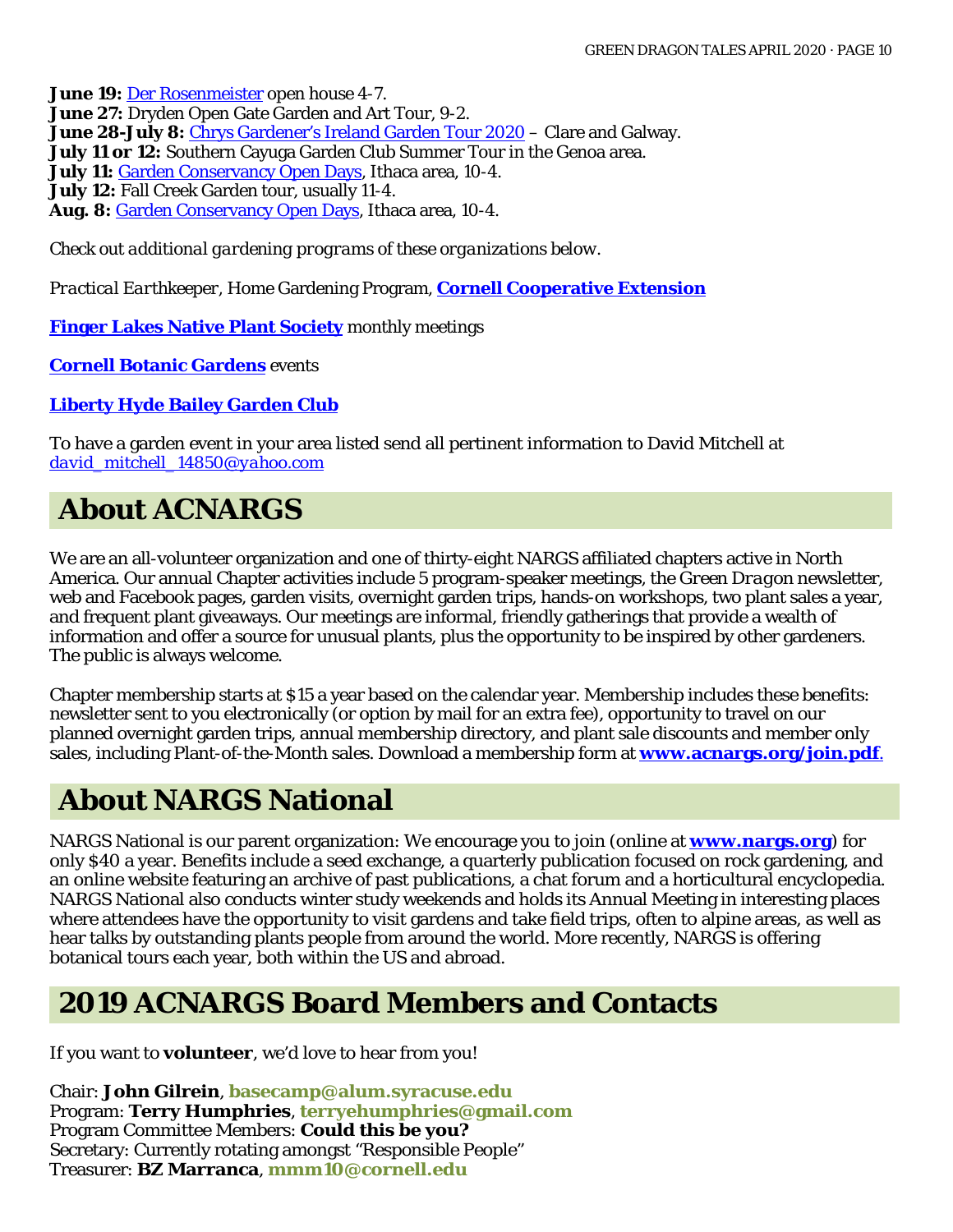**June 19:** Der Rosenmeister open house 4-7.
**June 27:** Dryden Open Gate Garden and Art Tour, 9-2.
**June 28-July 8:** Chrys Gardener's Ireland Garden Tour 2020 – Clare and Galway.
**July 11 or 12:** Southern Cayuga Garden Club Summer Tour in the Genoa area.
**July 11:** Garden Conservancy Open Days, Ithaca area, 10-4.
**July 12:** Fall Creek Garden tour, usually 11-4.
**Aug. 8:** Garden Conservancy Open Days, Ithaca area, 10-4.

*Check out additional gardening programs of these organizations below.*

*Practical Earthkeeper*, Home Gardening Program, **Cornell Cooperative Extension**

**Finger Lakes Native Plant Society** monthly meetings

**Cornell Botanic Gardens** events

**Liberty Hyde Bailey Garden Club**

To have a garden event in your area listed send all pertinent information to David Mitchell at *david_mitchell_14850@yahoo.com*

# About ACNARGS

We are an all-volunteer organization and one of thirty-eight NARGS affiliated chapters active in North America. Our annual Chapter activities include 5 program-speaker meetings, the *Green Dragon* newsletter, web and Facebook pages, garden visits, overnight garden trips, hands-on workshops, two plant sales a year, and frequent plant giveaways. Our meetings are informal, friendly gatherings that provide a wealth of information and offer a source for unusual plants, plus the opportunity to be inspired by other gardeners. The public is always welcome.

Chapter membership starts at $15 a year based on the calendar year. Membership includes these benefits: newsletter sent to you electronically (or option by mail for an extra fee), opportunity to travel on our planned overnight garden trips, annual membership directory, and plant sale discounts and member only sales, including Plant-of-the-Month sales. Download a membership form at **www.acnargs.org/join.pdf**.

# About NARGS National

NARGS National is our parent organization: We encourage you to join (online at **www.nargs.org**) for only $40 a year. Benefits include a seed exchange, a quarterly publication focused on rock gardening, and an online website featuring an archive of past publications, a chat forum and a horticultural encyclopedia. NARGS National also conducts winter study weekends and holds its Annual Meeting in interesting places where attendees have the opportunity to visit gardens and take field trips, often to alpine areas, as well as hear talks by outstanding plants people from around the world. More recently, NARGS is offering botanical tours each year, both within the US and abroad.

# 2019 ACNARGS Board Members and Contacts

If you want to **volunteer**, we'd love to hear from you!

Chair: **John Gilrein**, **basecamp@alum.syracuse.edu**
Program: **Terry Humphries**, **terryehumphries@gmail.com**
Program Committee Members: **Could this be you?**
Secretary: Currently rotating amongst "Responsible People"
Treasurer: **BZ Marranca**, **mmm10@cornell.edu**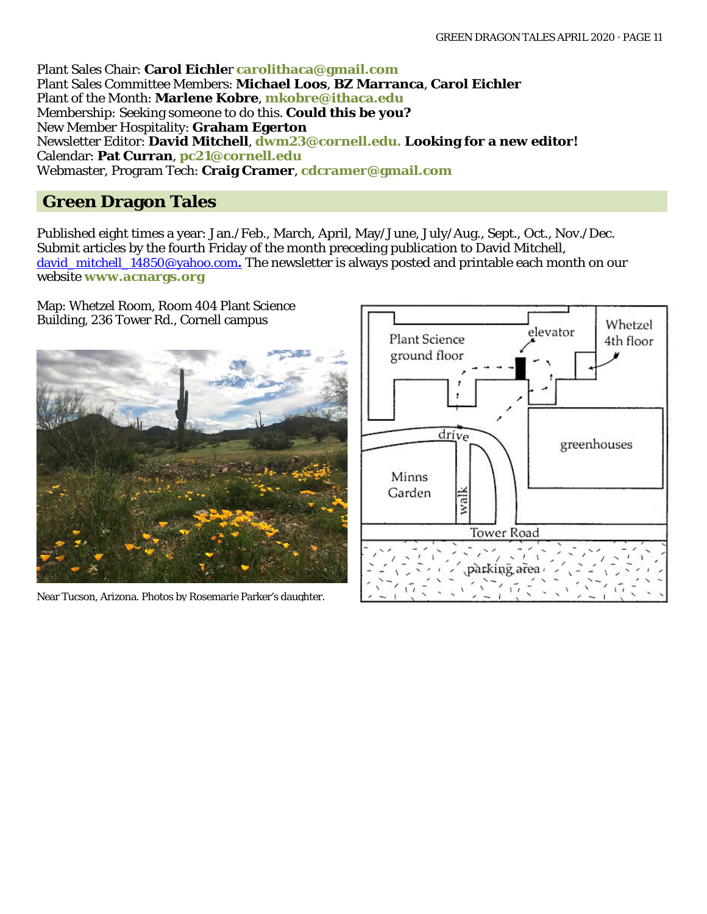Plant Sales Chair: **Carol Eichler** **carolithaca@gmail.com**
Plant Sales Committee Members: **Michael Loos**, **BZ Marranca**, **Carol Eichler**
Plant of the Month: **Marlene Kobre**, **mkobre@ithaca.edu**
Membership: Seeking someone to do this. **Could this be you?**
New Member Hospitality: **Graham Egerton**
Newsletter Editor: **David Mitchell**, **dwm23@cornell.edu. Looking for a new editor!**
Calendar: **Pat Curran**, **pc21@cornell.edu**
Webmaster, Program Tech: **Craig Cramer**, **cdcramer@gmail.com**

## Green Dragon Tales

Published eight times a year: Jan./Feb., March, April, May/June, July/Aug., Sept., Oct., Nov./Dec. Submit articles by the fourth Friday of the month preceding publication to David Mitchell, david_mitchell_14850@yahoo.com**.** The newsletter is always posted and printable each month on our website **www.acnargs.org**

Map: Whetzel Room, Room 404 Plant Science Building, 236 Tower Rd., Cornell campus

Near Tucson, Arizona. Photos by Rosemarie Parker's daughter.

Plant Science ground floor
elevator
Whetzel 4th floor
drive
greenhouses
Minns Garden
walk
Tower Road
parking area